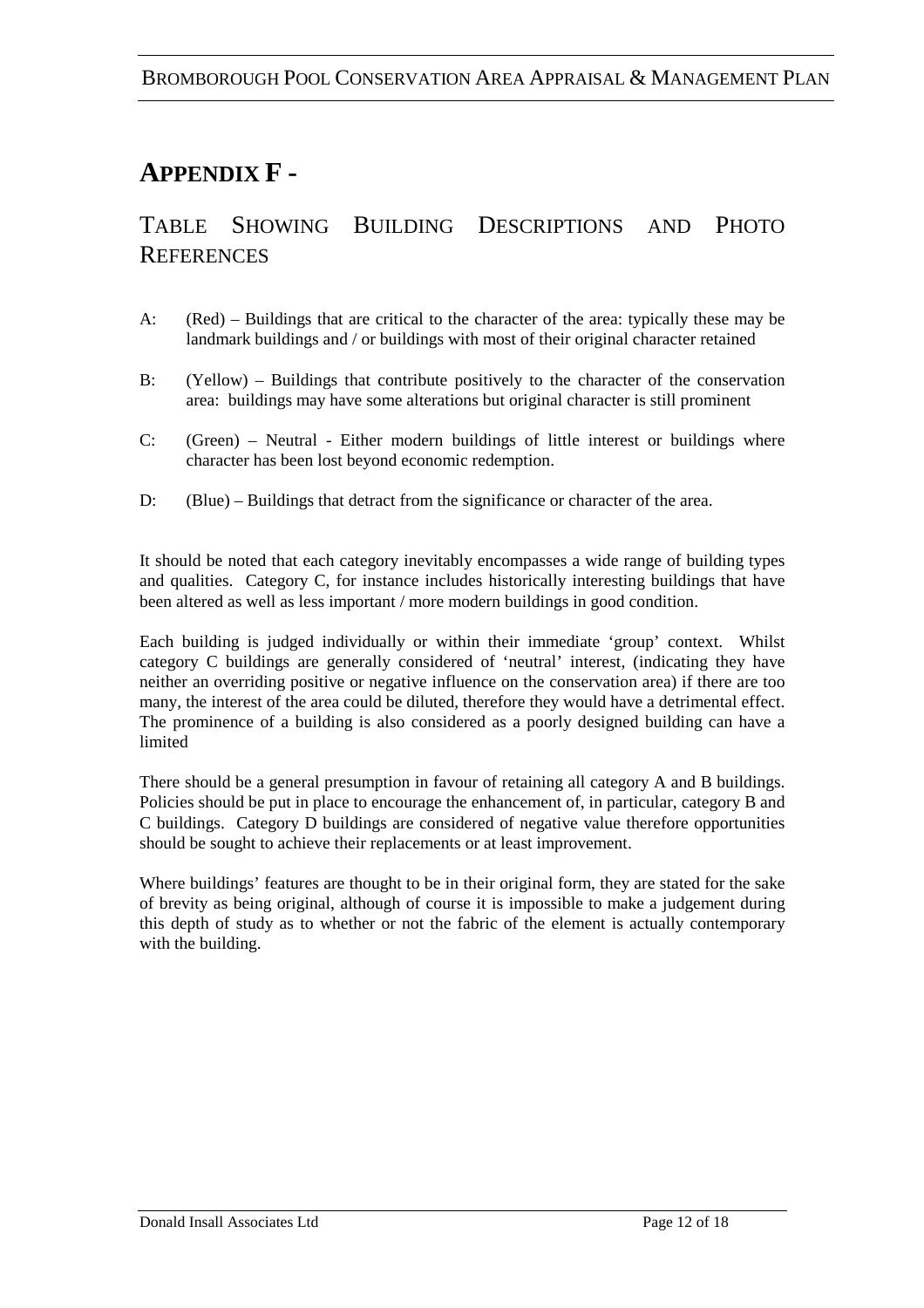# APPENDIX F -

## TABLE SHOWING BUILDING DESCRIPTIONS AND PHOTO REFERENCES

A: (Red) – Buildings that are critical to the character of the area: typically these may be landmark buildings and / or buildings with most of their original character retained

B: (Yellow) – Buildings that contribute positively to the character of the conservation area: buildings may have some alterations but original character is still prominent

C: (Green) – Neutral - Either modern buildings of little interest or buildings where character has been lost beyond economic redemption.

D: (Blue) – Buildings that detract from the significance or character of the area.

It should be noted that each category inevitably encompasses a wide range of building types and qualities. Category C, for instance includes historically interesting buildings that have been altered as well as less important / more modern buildings in good condition.

Each building is judged individually or within their immediate 'group' context. Whilst category C buildings are generally considered of 'neutral' interest, (indicating they have neither an overriding positive or negative influence on the conservation area) if there are too many, the interest of the area could be diluted, therefore they would have a detrimental effect. The prominence of a building is also considered as a poorly designed building can have a limited

There should be a general presumption in favour of retaining all category A and B buildings. Policies should be put in place to encourage the enhancement of, in particular, category B and C buildings. Category D buildings are considered of negative value therefore opportunities should be sought to achieve their replacements or at least improvement.

Where buildings' features are thought to be in their original form, they are stated for the sake of brevity as being original, although of course it is impossible to make a judgement during this depth of study as to whether or not the fabric of the element is actually contemporary with the building.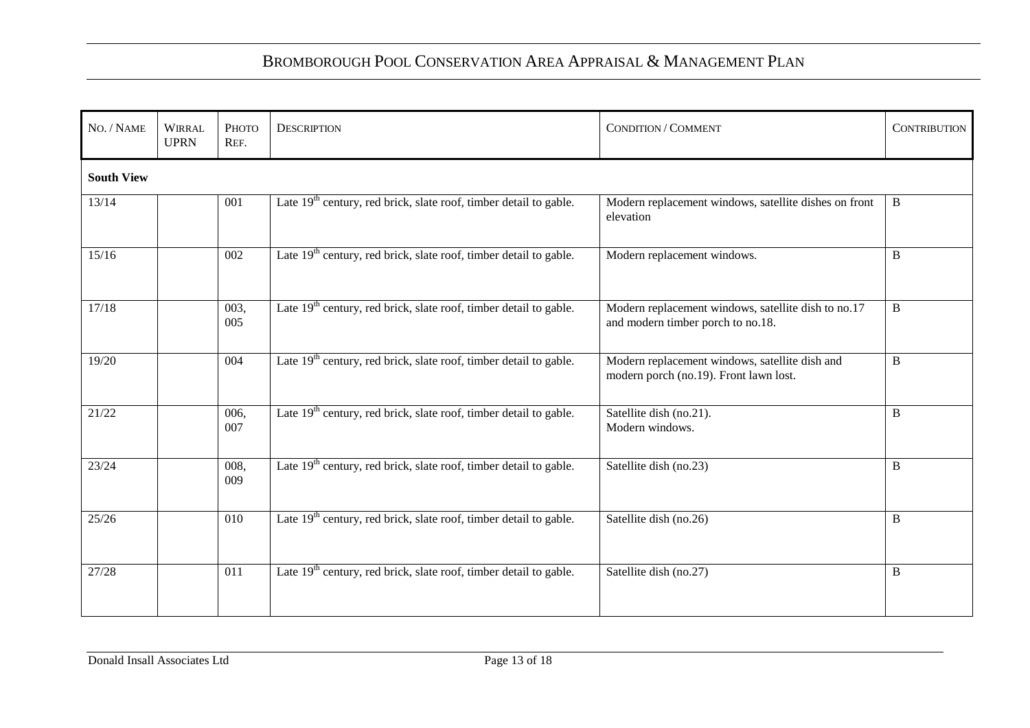| No. / Name | Wirral UPRN | Photo Ref. | Description | Condition / Comment | Contribution |
|---|---|---|---|---|---|
| **South View** | | | | | |
| 13/14 | | 001 | Late 19th century, red brick, slate roof, timber detail to gable. | Modern replacement windows, satellite dishes on front elevation | B |
| 15/16 | | 002 | Late 19th century, red brick, slate roof, timber detail to gable. | Modern replacement windows. | B |
| 17/18 | | 003, 005 | Late 19th century, red brick, slate roof, timber detail to gable. | Modern replacement windows, satellite dish to no.17 and modern timber porch to no.18. | B |
| 19/20 | | 004 | Late 19th century, red brick, slate roof, timber detail to gable. | Modern replacement windows, satellite dish and modern porch (no.19). Front lawn lost. | B |
| 21/22 | | 006, 007 | Late 19th century, red brick, slate roof, timber detail to gable. | Satellite dish (no.21).<br>Modern windows. | B |
| 23/24 | | 008, 009 | Late 19th century, red brick, slate roof, timber detail to gable. | Satellite dish (no.23) | B |
| 25/26 | | 010 | Late 19th century, red brick, slate roof, timber detail to gable. | Satellite dish (no.26) | B |
| 27/28 | | 011 | Late 19th century, red brick, slate roof, timber detail to gable. | Satellite dish (no.27) | B |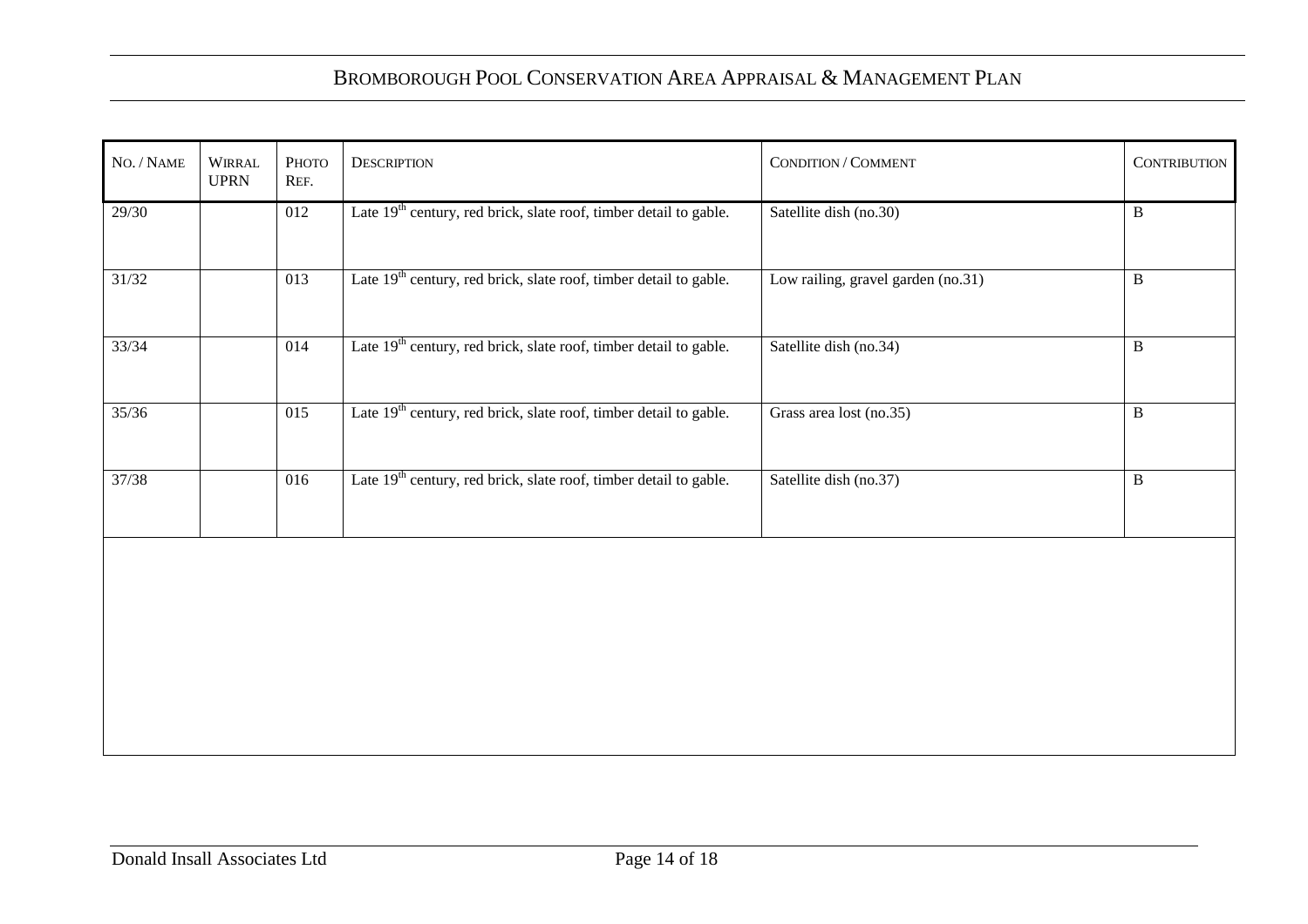| No. / Name | Wirral UPRN | Photo Ref. | Description | Condition / Comment | Contribution |
|---|---|---|---|---|---|
| 29/30 | | 012 | Late 19th century, red brick, slate roof, timber detail to gable. | Satellite dish (no.30) | B |
| 31/32 | | 013 | Late 19th century, red brick, slate roof, timber detail to gable. | Low railing, gravel garden (no.31) | B |
| 33/34 | | 014 | Late 19th century, red brick, slate roof, timber detail to gable. | Satellite dish (no.34) | B |
| 35/36 | | 015 | Late 19th century, red brick, slate roof, timber detail to gable. | Grass area lost (no.35) | B |
| 37/38 | | 016 | Late 19th century, red brick, slate roof, timber detail to gable. | Satellite dish (no.37) | B |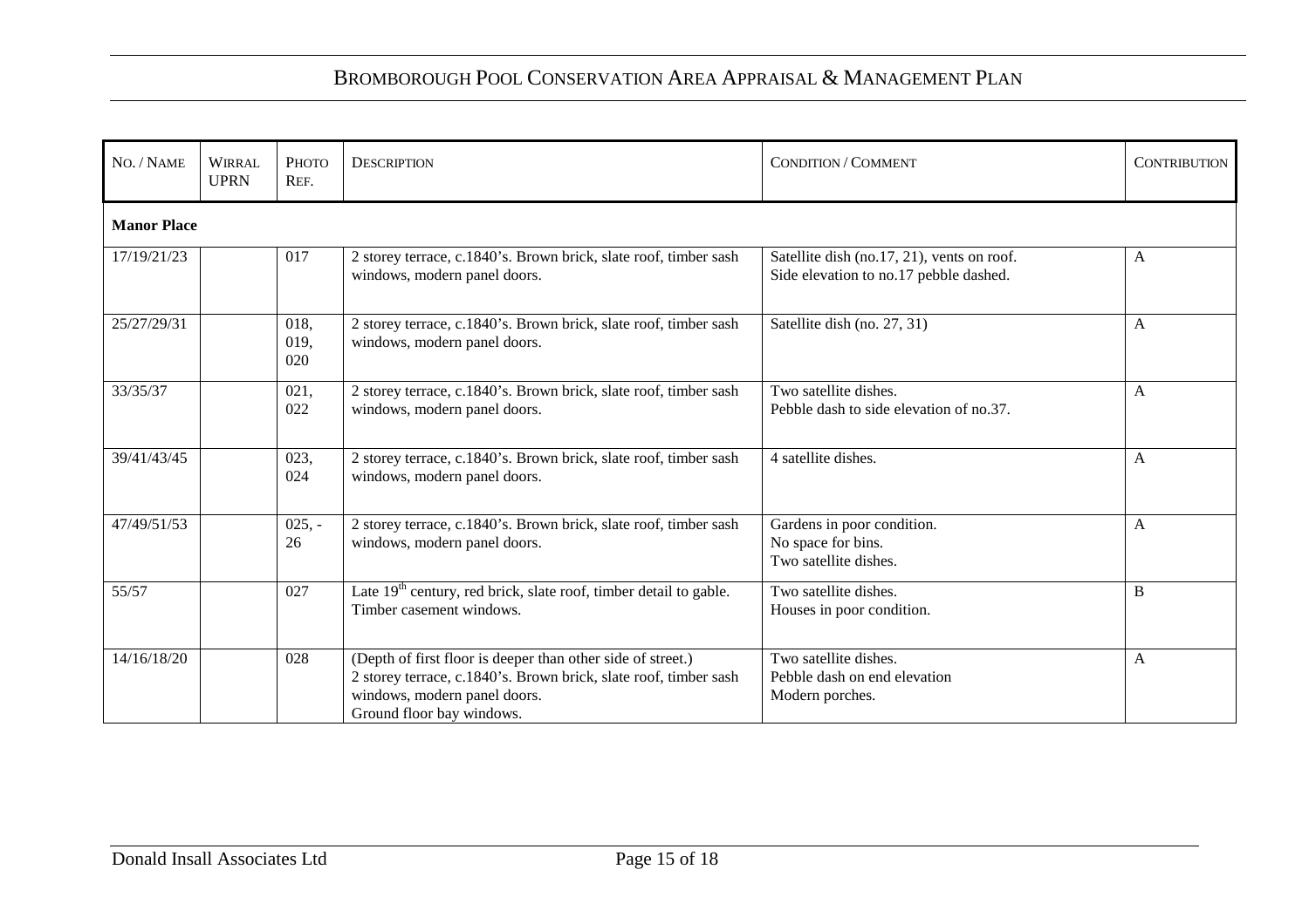| No. / Name | Wirral UPRN | Photo Ref. | Description | Condition / Comment | Contribution |
|---|---|---|---|---|---|
| **Manor Place** | | | | | |
| 17/19/21/23 | | 017 | 2 storey terrace, c.1840's. Brown brick, slate roof, timber sash windows, modern panel doors. | Satellite dish (no.17, 21), vents on roof. Side elevation to no.17 pebble dashed. | A |
| 25/27/29/31 | | 018, 019, 020 | 2 storey terrace, c.1840's. Brown brick, slate roof, timber sash windows, modern panel doors. | Satellite dish (no. 27, 31) | A |
| 33/35/37 | | 021, 022 | 2 storey terrace, c.1840's. Brown brick, slate roof, timber sash windows, modern panel doors. | Two satellite dishes. Pebble dash to side elevation of no.37. | A |
| 39/41/43/45 | | 023, 024 | 2 storey terrace, c.1840's. Brown brick, slate roof, timber sash windows, modern panel doors. | 4 satellite dishes. | A |
| 47/49/51/53 | | 025, -26 | 2 storey terrace, c.1840's. Brown brick, slate roof, timber sash windows, modern panel doors. | Gardens in poor condition. No space for bins. Two satellite dishes. | A |
| 55/57 | | 027 | Late 19th century, red brick, slate roof, timber detail to gable. Timber casement windows. | Two satellite dishes. Houses in poor condition. | B |
| 14/16/18/20 | | 028 | (Depth of first floor is deeper than other side of street.) 2 storey terrace, c.1840's. Brown brick, slate roof, timber sash windows, modern panel doors. Ground floor bay windows. | Two satellite dishes. Pebble dash on end elevation Modern porches. | A |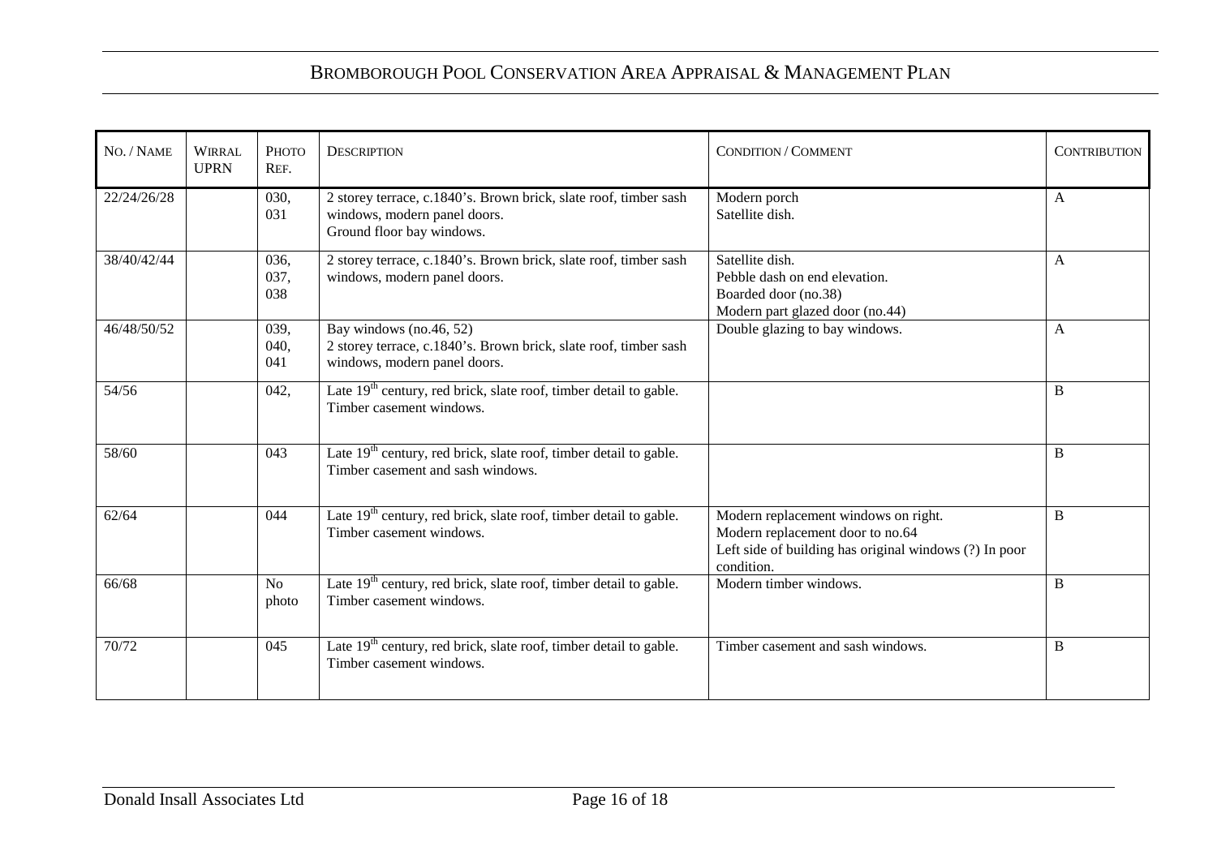| No. / Name | Wirral UPRN | Photo Ref. | Description | Condition / Comment | Contribution |
|---|---|---|---|---|---|
| 22/24/26/28 | | 030, 031 | 2 storey terrace, c.1840's. Brown brick, slate roof, timber sash windows, modern panel doors.<br>Ground floor bay windows. | Modern porch<br>Satellite dish. | A |
| 38/40/42/44 | | 036, 037, 038 | 2 storey terrace, c.1840's. Brown brick, slate roof, timber sash windows, modern panel doors. | Satellite dish.<br>Pebble dash on end elevation.<br>Boarded door (no.38)<br>Modern part glazed door (no.44) | A |
| 46/48/50/52 | | 039, 040, 041 | Bay windows (no.46, 52)<br>2 storey terrace, c.1840's. Brown brick, slate roof, timber sash windows, modern panel doors. | Double glazing to bay windows. | A |
| 54/56 | | 042, | Late 19th century, red brick, slate roof, timber detail to gable. Timber casement windows. | | B |
| 58/60 | | 043 | Late 19th century, red brick, slate roof, timber detail to gable. Timber casement and sash windows. | | B |
| 62/64 | | 044 | Late 19th century, red brick, slate roof, timber detail to gable. Timber casement windows. | Modern replacement windows on right.<br>Modern replacement door to no.64<br>Left side of building has original windows (?) In poor condition. | B |
| 66/68 | | No photo | Late 19th century, red brick, slate roof, timber detail to gable. Timber casement windows. | Modern timber windows. | B |
| 70/72 | | 045 | Late 19th century, red brick, slate roof, timber detail to gable. Timber casement windows. | Timber casement and sash windows. | B |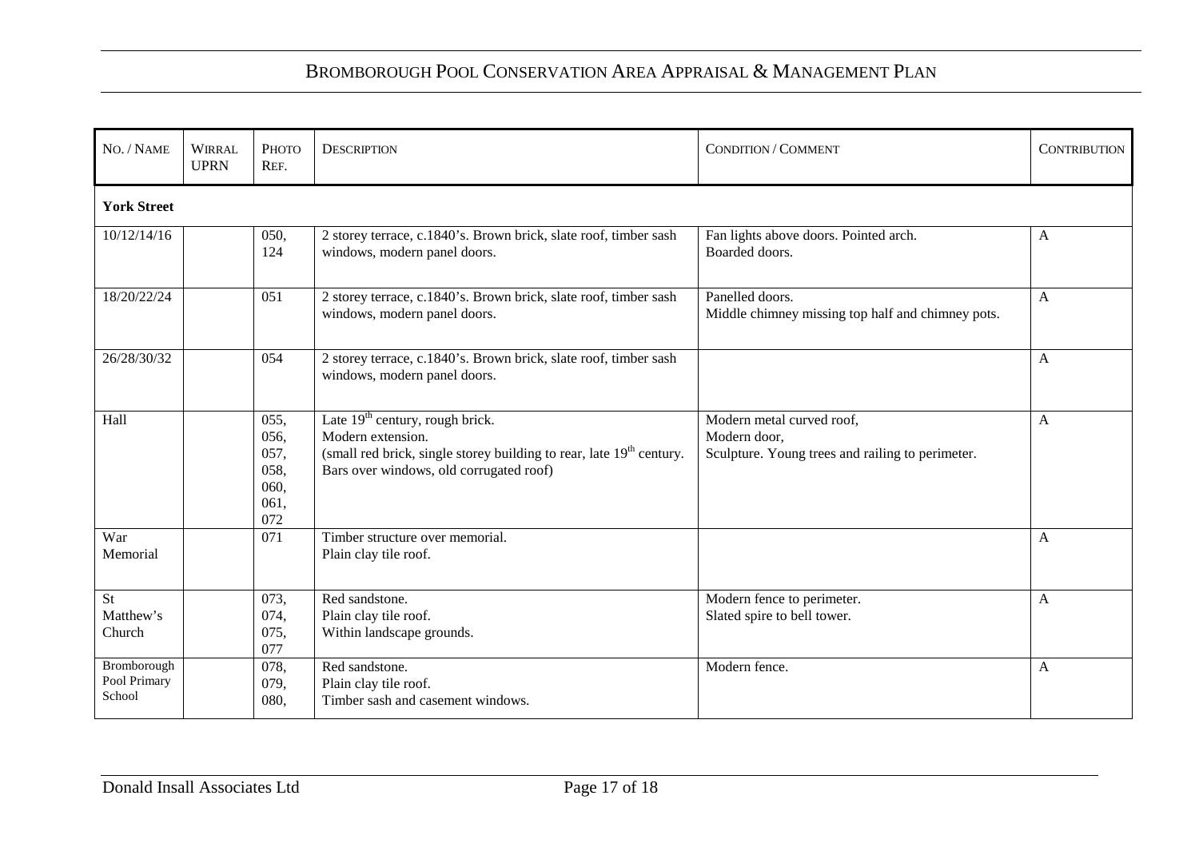| No. / Name | Wirral UPRN | Photo Ref. | Description | Condition / Comment | Contribution |
|---|---|---|---|---|---|
| **York Street** | | | | | |
| 10/12/14/16 | | 050, 124 | 2 storey terrace, c.1840's. Brown brick, slate roof, timber sash windows, modern panel doors. | Fan lights above doors. Pointed arch. Boarded doors. | A |
| 18/20/22/24 | | 051 | 2 storey terrace, c.1840's. Brown brick, slate roof, timber sash windows, modern panel doors. | Panelled doors. Middle chimney missing top half and chimney pots. | A |
| 26/28/30/32 | | 054 | 2 storey terrace, c.1840's. Brown brick, slate roof, timber sash windows, modern panel doors. | | A |
| Hall | | 055, 056, 057, 058, 060, 061, 072 | Late 19th century, rough brick. Modern extension. (small red brick, single storey building to rear, late 19th century. Bars over windows, old corrugated roof) | Modern metal curved roof, Modern door, Sculpture. Young trees and railing to perimeter. | A |
| War Memorial | | 071 | Timber structure over memorial. Plain clay tile roof. | | A |
| St Matthew's Church | | 073, 074, 075, 077 | Red sandstone. Plain clay tile roof. Within landscape grounds. | Modern fence to perimeter. Slated spire to bell tower. | A |
| Bromborough Pool Primary School | | 078, 079, 080, | Red sandstone. Plain clay tile roof. Timber sash and casement windows. | Modern fence. | A |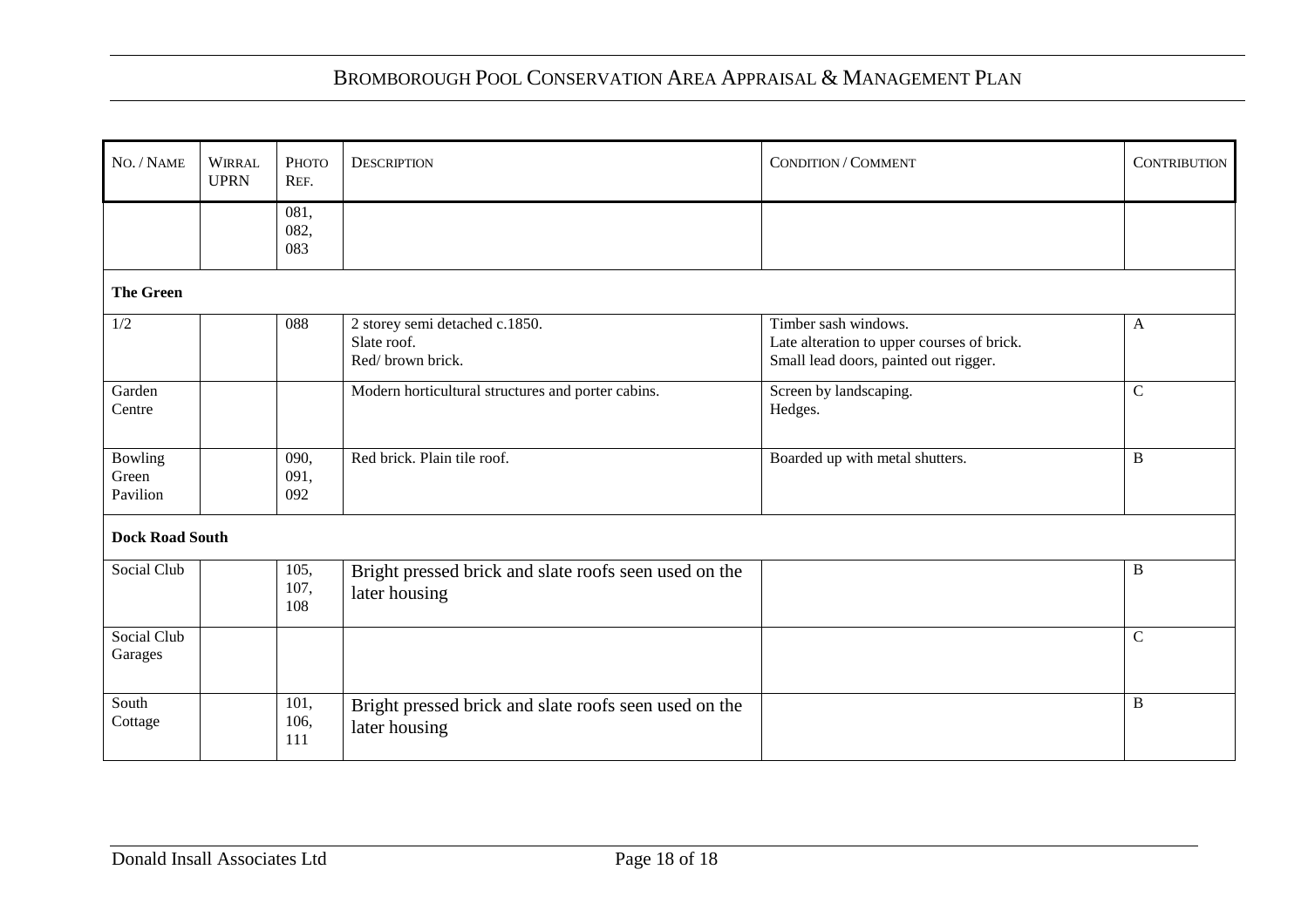| No. / Name | Wirral UPRN | Photo Ref. | Description | Condition / Comment | Contribution |
|---|---|---|---|---|---|
| | | 081, 082, 083 | | | |
| **The Green** | | | | | |
| 1/2 | | 088 | 2 storey semi detached c.1850.<br>Slate roof.<br>Red/ brown brick. | Timber sash windows.<br>Late alteration to upper courses of brick.<br>Small lead doors, painted out rigger. | A |
| Garden Centre | | | Modern horticultural structures and porter cabins. | Screen by landscaping.<br>Hedges. | C |
| Bowling Green Pavilion | | 090, 091, 092 | Red brick. Plain tile roof. | Boarded up with metal shutters. | B |
| **Dock Road South** | | | | | |
| Social Club | | 105, 107, 108 | Bright pressed brick and slate roofs seen used on the later housing | | B |
| Social Club Garages | | | | | C |
| South Cottage | | 101, 106, 111 | Bright pressed brick and slate roofs seen used on the later housing | | B |